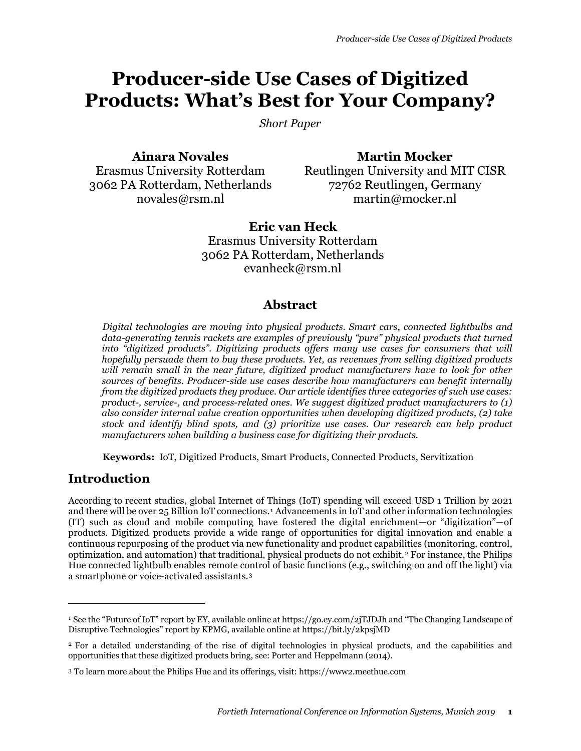# Producer-side Use Cases of Digitized Products: What's Best for Your Company?

*Short Paper*

**Ainara Novales**
Erasmus University Rotterdam
3062 PA Rotterdam, Netherlands
novales@rsm.nl

**Martin Mocker**
Reutlingen University and MIT CISR
72762 Reutlingen, Germany
martin@mocker.nl

**Eric van Heck**
Erasmus University Rotterdam
3062 PA Rotterdam, Netherlands
evanheck@rsm.nl

## Abstract

*Digital technologies are moving into physical products. Smart cars, connected lightbulbs and data-generating tennis rackets are examples of previously "pure" physical products that turned into "digitized products". Digitizing products offers many use cases for consumers that will hopefully persuade them to buy these products. Yet, as revenues from selling digitized products will remain small in the near future, digitized product manufacturers have to look for other sources of benefits. Producer-side use cases describe how manufacturers can benefit internally from the digitized products they produce. Our article identifies three categories of such use cases: product-, service-, and process-related ones. We suggest digitized product manufacturers to (1) also consider internal value creation opportunities when developing digitized products, (2) take stock and identify blind spots, and (3) prioritize use cases. Our research can help product manufacturers when building a business case for digitizing their products.*

**Keywords:** IoT, Digitized Products, Smart Products, Connected Products, Servitization

## Introduction

According to recent studies, global Internet of Things (IoT) spending will exceed USD 1 Trillion by 2021 and there will be over 25 Billion IoT connections.[1] Advancements in IoT and other information technologies (IT) such as cloud and mobile computing have fostered the digital enrichment—or "digitization"—of products. Digitized products provide a wide range of opportunities for digital innovation and enable a continuous repurposing of the product via new functionality and product capabilities (monitoring, control, optimization, and automation) that traditional, physical products do not exhibit.[2] For instance, the Philips Hue connected lightbulb enables remote control of basic functions (e.g., switching on and off the light) via a smartphone or voice-activated assistants.[3]

---

[1] See the "Future of IoT" report by EY, available online at https://go.ey.com/2jTJDJh and "The Changing Landscape of Disruptive Technologies" report by KPMG, available online at https://bit.ly/2kpsjMD

[2] For a detailed understanding of the rise of digital technologies in physical products, and the capabilities and opportunities that these digitized products bring, see: Porter and Heppelmann (2014).

[3] To learn more about the Philips Hue and its offerings, visit: https://www2.meethue.com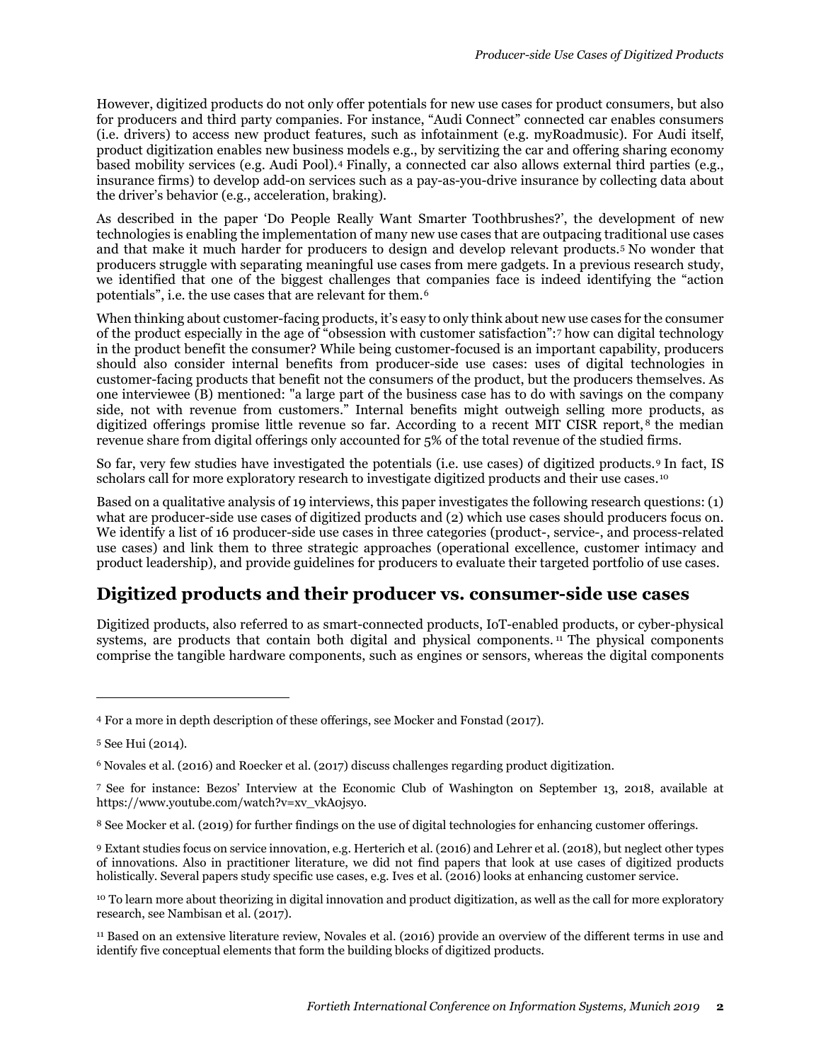However, digitized products do not only offer potentials for new use cases for product consumers, but also for producers and third party companies. For instance, "Audi Connect" connected car enables consumers (i.e. drivers) to access new product features, such as infotainment (e.g. myRoadmusic). For Audi itself, product digitization enables new business models e.g., by servitizing the car and offering sharing economy based mobility services (e.g. Audi Pool).[4] Finally, a connected car also allows external third parties (e.g., insurance firms) to develop add-on services such as a pay-as-you-drive insurance by collecting data about the driver's behavior (e.g., acceleration, braking).

As described in the paper 'Do People Really Want Smarter Toothbrushes?', the development of new technologies is enabling the implementation of many new use cases that are outpacing traditional use cases and that make it much harder for producers to design and develop relevant products.[5] No wonder that producers struggle with separating meaningful use cases from mere gadgets. In a previous research study, we identified that one of the biggest challenges that companies face is indeed identifying the "action potentials", i.e. the use cases that are relevant for them.[6]

When thinking about customer-facing products, it's easy to only think about new use cases for the consumer of the product especially in the age of "obsession with customer satisfaction":[7] how can digital technology in the product benefit the consumer? While being customer-focused is an important capability, producers should also consider internal benefits from producer-side use cases: uses of digital technologies in customer-facing products that benefit not the consumers of the product, but the producers themselves. As one interviewee (B) mentioned: "a large part of the business case has to do with savings on the company side, not with revenue from customers." Internal benefits might outweigh selling more products, as digitized offerings promise little revenue so far. According to a recent MIT CISR report,[8] the median revenue share from digital offerings only accounted for 5% of the total revenue of the studied firms.

So far, very few studies have investigated the potentials (i.e. use cases) of digitized products.[9] In fact, IS scholars call for more exploratory research to investigate digitized products and their use cases.[10]

Based on a qualitative analysis of 19 interviews, this paper investigates the following research questions: (1) what are producer-side use cases of digitized products and (2) which use cases should producers focus on. We identify a list of 16 producer-side use cases in three categories (product-, service-, and process-related use cases) and link them to three strategic approaches (operational excellence, customer intimacy and product leadership), and provide guidelines for producers to evaluate their targeted portfolio of use cases.

## Digitized products and their producer vs. consumer-side use cases

Digitized products, also referred to as smart-connected products, IoT-enabled products, or cyber-physical systems, are products that contain both digital and physical components.[11] The physical components comprise the tangible hardware components, such as engines or sensors, whereas the digital components

---

[4] For a more in depth description of these offerings, see Mocker and Fonstad (2017).

[5] See Hui (2014).

[6] Novales et al. (2016) and Roecker et al. (2017) discuss challenges regarding product digitization.

[7] See for instance: Bezos' Interview at the Economic Club of Washington on September 13, 2018, available at https://www.youtube.com/watch?v=xv_vkA0jsyo.

[8] See Mocker et al. (2019) for further findings on the use of digital technologies for enhancing customer offerings.

[9] Extant studies focus on service innovation, e.g. Herterich et al. (2016) and Lehrer et al. (2018), but neglect other types of innovations. Also in practitioner literature, we did not find papers that look at use cases of digitized products holistically. Several papers study specific use cases, e.g. Ives et al. (2016) looks at enhancing customer service.

[10] To learn more about theorizing in digital innovation and product digitization, as well as the call for more exploratory research, see Nambisan et al. (2017).

[11] Based on an extensive literature review, Novales et al. (2016) provide an overview of the different terms in use and identify five conceptual elements that form the building blocks of digitized products.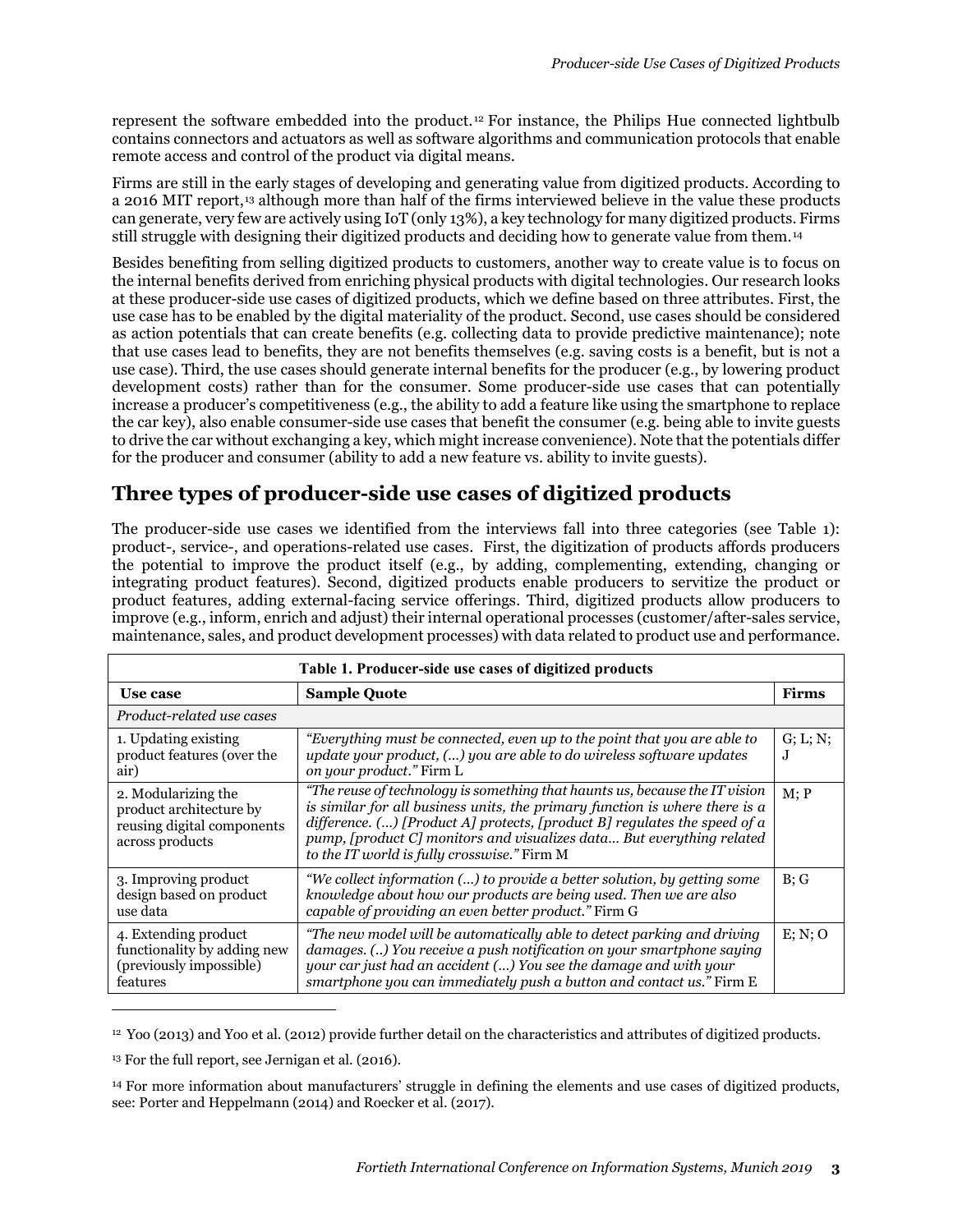represent the software embedded into the product.[12] For instance, the Philips Hue connected lightbulb contains connectors and actuators as well as software algorithms and communication protocols that enable remote access and control of the product via digital means.

Firms are still in the early stages of developing and generating value from digitized products. According to a 2016 MIT report,[13] although more than half of the firms interviewed believe in the value these products can generate, very few are actively using IoT (only 13%), a key technology for many digitized products. Firms still struggle with designing their digitized products and deciding how to generate value from them.[14]

Besides benefiting from selling digitized products to customers, another way to create value is to focus on the internal benefits derived from enriching physical products with digital technologies. Our research looks at these producer-side use cases of digitized products, which we define based on three attributes. First, the use case has to be enabled by the digital materiality of the product. Second, use cases should be considered as action potentials that can create benefits (e.g. collecting data to provide predictive maintenance); note that use cases lead to benefits, they are not benefits themselves (e.g. saving costs is a benefit, but is not a use case). Third, the use cases should generate internal benefits for the producer (e.g., by lowering product development costs) rather than for the consumer. Some producer-side use cases that can potentially increase a producer's competitiveness (e.g., the ability to add a feature like using the smartphone to replace the car key), also enable consumer-side use cases that benefit the consumer (e.g. being able to invite guests to drive the car without exchanging a key, which might increase convenience). Note that the potentials differ for the producer and consumer (ability to add a new feature vs. ability to invite guests).

## Three types of producer-side use cases of digitized products

The producer-side use cases we identified from the interviews fall into three categories (see Table 1): product-, service-, and operations-related use cases. First, the digitization of products affords producers the potential to improve the product itself (e.g., by adding, complementing, extending, changing or integrating product features). Second, digitized products enable producers to servitize the product or product features, adding external-facing service offerings. Third, digitized products allow producers to improve (e.g., inform, enrich and adjust) their internal operational processes (customer/after-sales service, maintenance, sales, and product development processes) with data related to product use and performance.

**Table 1. Producer-side use cases of digitized products**

| Use case | Sample Quote | Firms |
|---|---|---|
| *Product-related use cases* | | |
| 1. Updating existing product features (over the air) | *"Everything must be connected, even up to the point that you are able to update your product, (…) you are able to do wireless software updates on your product."* Firm L | G; L; N; J |
| 2. Modularizing the product architecture by reusing digital components across products | *"The reuse of technology is something that haunts us, because the IT vision is similar for all business units, the primary function is where there is a difference. (…) [Product A] protects, [product B] regulates the speed of a pump, [product C] monitors and visualizes data… But everything related to the IT world is fully crosswise."* Firm M | M; P |
| 3. Improving product design based on product use data | *"We collect information (…) to provide a better solution, by getting some knowledge about how our products are being used. Then we are also capable of providing an even better product."* Firm G | B; G |
| 4. Extending product functionality by adding new (previously impossible) features | *"The new model will be automatically able to detect parking and driving damages. (..) You receive a push notification on your smartphone saying your car just had an accident (…) You see the damage and with your smartphone you can immediately push a button and contact us."* Firm E | E; N; O |

[12] Yoo (2013) and Yoo et al. (2012) provide further detail on the characteristics and attributes of digitized products.

[13] For the full report, see Jernigan et al. (2016).

[14] For more information about manufacturers' struggle in defining the elements and use cases of digitized products, see: Porter and Heppelmann (2014) and Roecker et al. (2017).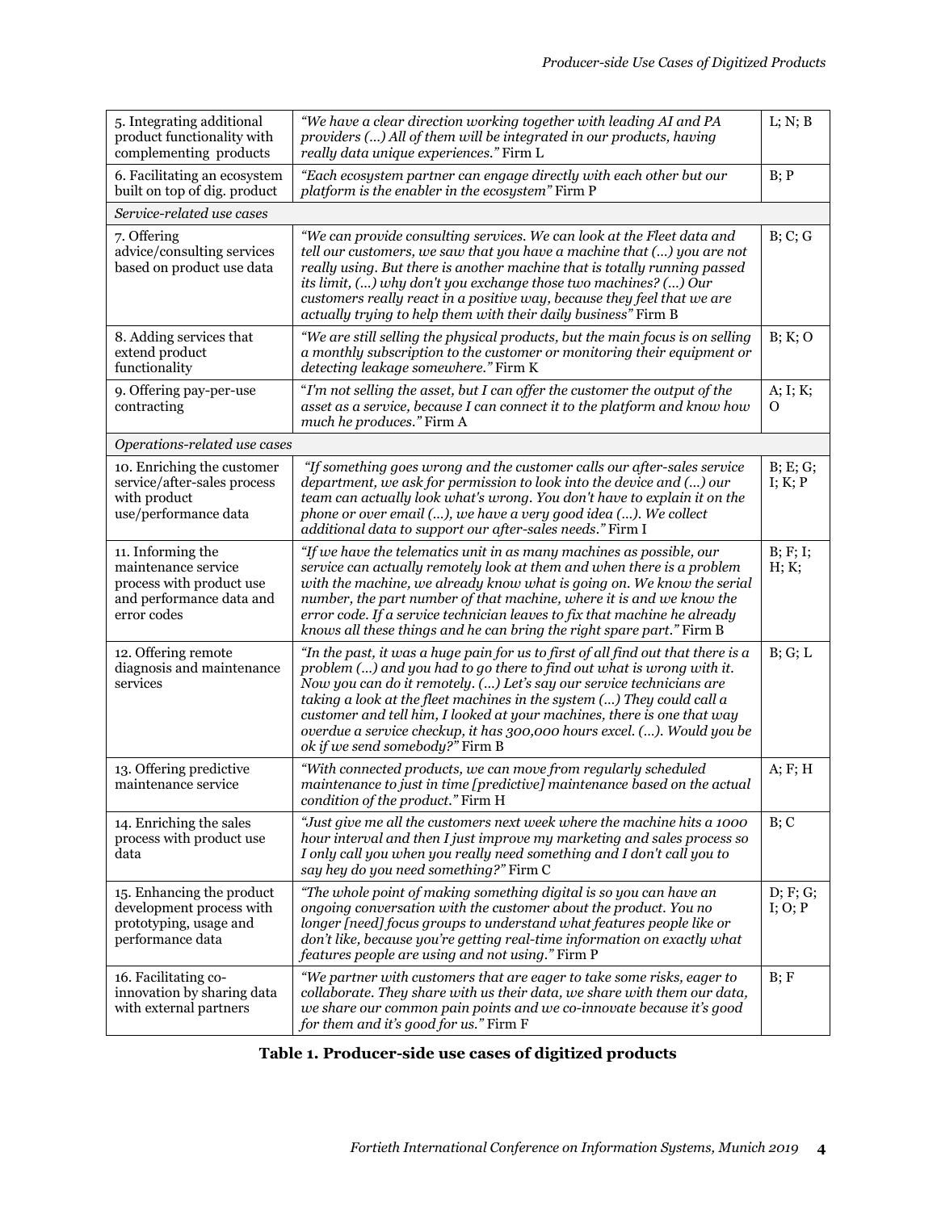| | | |
|---|---|---|
| 5. Integrating additional product functionality with complementing products | *"We have a clear direction working together with leading AI and PA providers (…) All of them will be integrated in our products, having really data unique experiences."* Firm L | L; N; B |
| 6. Facilitating an ecosystem built on top of dig. product | *"Each ecosystem partner can engage directly with each other but our platform is the enabler in the ecosystem"* Firm P | B; P |
| *Service-related use cases* | | |
| 7. Offering advice/consulting services based on product use data | *"We can provide consulting services. We can look at the Fleet data and tell our customers, we saw that you have a machine that (…) you are not really using. But there is another machine that is totally running passed its limit, (…) why don't you exchange those two machines? (…) Our customers really react in a positive way, because they feel that we are actually trying to help them with their daily business"* Firm B | B; C; G |
| 8. Adding services that extend product functionality | *"We are still selling the physical products, but the main focus is on selling a monthly subscription to the customer or monitoring their equipment or detecting leakage somewhere."* Firm K | B; K; O |
| 9. Offering pay-per-use contracting | *"I'm not selling the asset, but I can offer the customer the output of the asset as a service, because I can connect it to the platform and know how much he produces."* Firm A | A; I; K; O |
| *Operations-related use cases* | | |
| 10. Enriching the customer service/after-sales process with product use/performance data | *"If something goes wrong and the customer calls our after-sales service department, we ask for permission to look into the device and (…) our team can actually look what's wrong. You don't have to explain it on the phone or over email (…), we have a very good idea (…). We collect additional data to support our after-sales needs."* Firm I | B; E; G; I; K; P |
| 11. Informing the maintenance service process with product use and performance data and error codes | *"If we have the telematics unit in as many machines as possible, our service can actually remotely look at them and when there is a problem with the machine, we already know what is going on. We know the serial number, the part number of that machine, where it is and we know the error code. If a service technician leaves to fix that machine he already knows all these things and he can bring the right spare part."* Firm B | B; F; I; H; K; |
| 12. Offering remote diagnosis and maintenance services | *"In the past, it was a huge pain for us to first of all find out that there is a problem (…) and you had to go there to find out what is wrong with it. Now you can do it remotely. (…) Let's say our service technicians are taking a look at the fleet machines in the system (…) They could call a customer and tell him, I looked at your machines, there is one that way overdue a service checkup, it has 300,000 hours excel. (…). Would you be ok if we send somebody?"* Firm B | B; G; L |
| 13. Offering predictive maintenance service | *"With connected products, we can move from regularly scheduled maintenance to just in time [predictive] maintenance based on the actual condition of the product."* Firm H | A; F; H |
| 14. Enriching the sales process with product use data | *"Just give me all the customers next week where the machine hits a 1000 hour interval and then I just improve my marketing and sales process so I only call you when you really need something and I don't call you to say hey do you need something?"* Firm C | B; C |
| 15. Enhancing the product development process with prototyping, usage and performance data | *"The whole point of making something digital is so you can have an ongoing conversation with the customer about the product. You no longer [need] focus groups to understand what features people like or don't like, because you're getting real-time information on exactly what features people are using and not using."* Firm P | D; F; G; I; O; P |
| 16. Facilitating co-innovation by sharing data with external partners | *"We partner with customers that are eager to take some risks, eager to collaborate. They share with us their data, we share with them our data, we share our common pain points and we co-innovate because it's good for them and it's good for us."* Firm F | B; F |

**Table 1. Producer-side use cases of digitized products**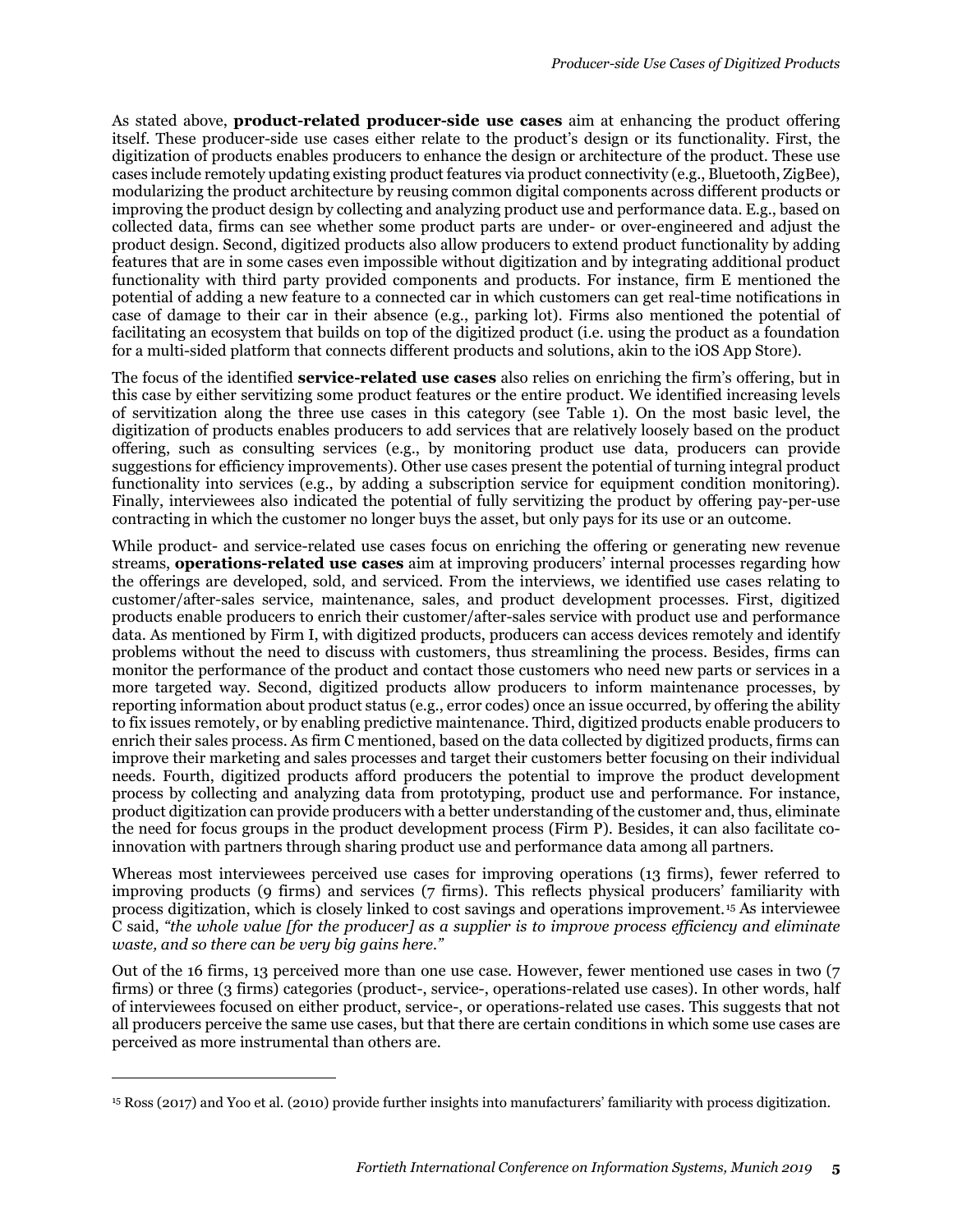As stated above, **product-related producer-side use cases** aim at enhancing the product offering itself. These producer-side use cases either relate to the product's design or its functionality. First, the digitization of products enables producers to enhance the design or architecture of the product. These use cases include remotely updating existing product features via product connectivity (e.g., Bluetooth, ZigBee), modularizing the product architecture by reusing common digital components across different products or improving the product design by collecting and analyzing product use and performance data. E.g., based on collected data, firms can see whether some product parts are under- or over-engineered and adjust the product design. Second, digitized products also allow producers to extend product functionality by adding features that are in some cases even impossible without digitization and by integrating additional product functionality with third party provided components and products. For instance, firm E mentioned the potential of adding a new feature to a connected car in which customers can get real-time notifications in case of damage to their car in their absence (e.g., parking lot). Firms also mentioned the potential of facilitating an ecosystem that builds on top of the digitized product (i.e. using the product as a foundation for a multi-sided platform that connects different products and solutions, akin to the iOS App Store).

The focus of the identified **service-related use cases** also relies on enriching the firm's offering, but in this case by either servitizing some product features or the entire product. We identified increasing levels of servitization along the three use cases in this category (see Table 1). On the most basic level, the digitization of products enables producers to add services that are relatively loosely based on the product offering, such as consulting services (e.g., by monitoring product use data, producers can provide suggestions for efficiency improvements). Other use cases present the potential of turning integral product functionality into services (e.g., by adding a subscription service for equipment condition monitoring). Finally, interviewees also indicated the potential of fully servitizing the product by offering pay-per-use contracting in which the customer no longer buys the asset, but only pays for its use or an outcome.

While product- and service-related use cases focus on enriching the offering or generating new revenue streams, **operations-related use cases** aim at improving producers' internal processes regarding how the offerings are developed, sold, and serviced. From the interviews, we identified use cases relating to customer/after-sales service, maintenance, sales, and product development processes. First, digitized products enable producers to enrich their customer/after-sales service with product use and performance data. As mentioned by Firm I, with digitized products, producers can access devices remotely and identify problems without the need to discuss with customers, thus streamlining the process. Besides, firms can monitor the performance of the product and contact those customers who need new parts or services in a more targeted way. Second, digitized products allow producers to inform maintenance processes, by reporting information about product status (e.g., error codes) once an issue occurred, by offering the ability to fix issues remotely, or by enabling predictive maintenance. Third, digitized products enable producers to enrich their sales process. As firm C mentioned, based on the data collected by digitized products, firms can improve their marketing and sales processes and target their customers better focusing on their individual needs. Fourth, digitized products afford producers the potential to improve the product development process by collecting and analyzing data from prototyping, product use and performance. For instance, product digitization can provide producers with a better understanding of the customer and, thus, eliminate the need for focus groups in the product development process (Firm P). Besides, it can also facilitate co-innovation with partners through sharing product use and performance data among all partners.

Whereas most interviewees perceived use cases for improving operations (13 firms), fewer referred to improving products (9 firms) and services (7 firms). This reflects physical producers' familiarity with process digitization, which is closely linked to cost savings and operations improvement.[15] As interviewee C said, *"the whole value [for the producer] as a supplier is to improve process efficiency and eliminate waste, and so there can be very big gains here."*

Out of the 16 firms, 13 perceived more than one use case. However, fewer mentioned use cases in two (7 firms) or three (3 firms) categories (product-, service-, operations-related use cases). In other words, half of interviewees focused on either product, service-, or operations-related use cases. This suggests that not all producers perceive the same use cases, but that there are certain conditions in which some use cases are perceived as more instrumental than others are.

---

[15] Ross (2017) and Yoo et al. (2010) provide further insights into manufacturers' familiarity with process digitization.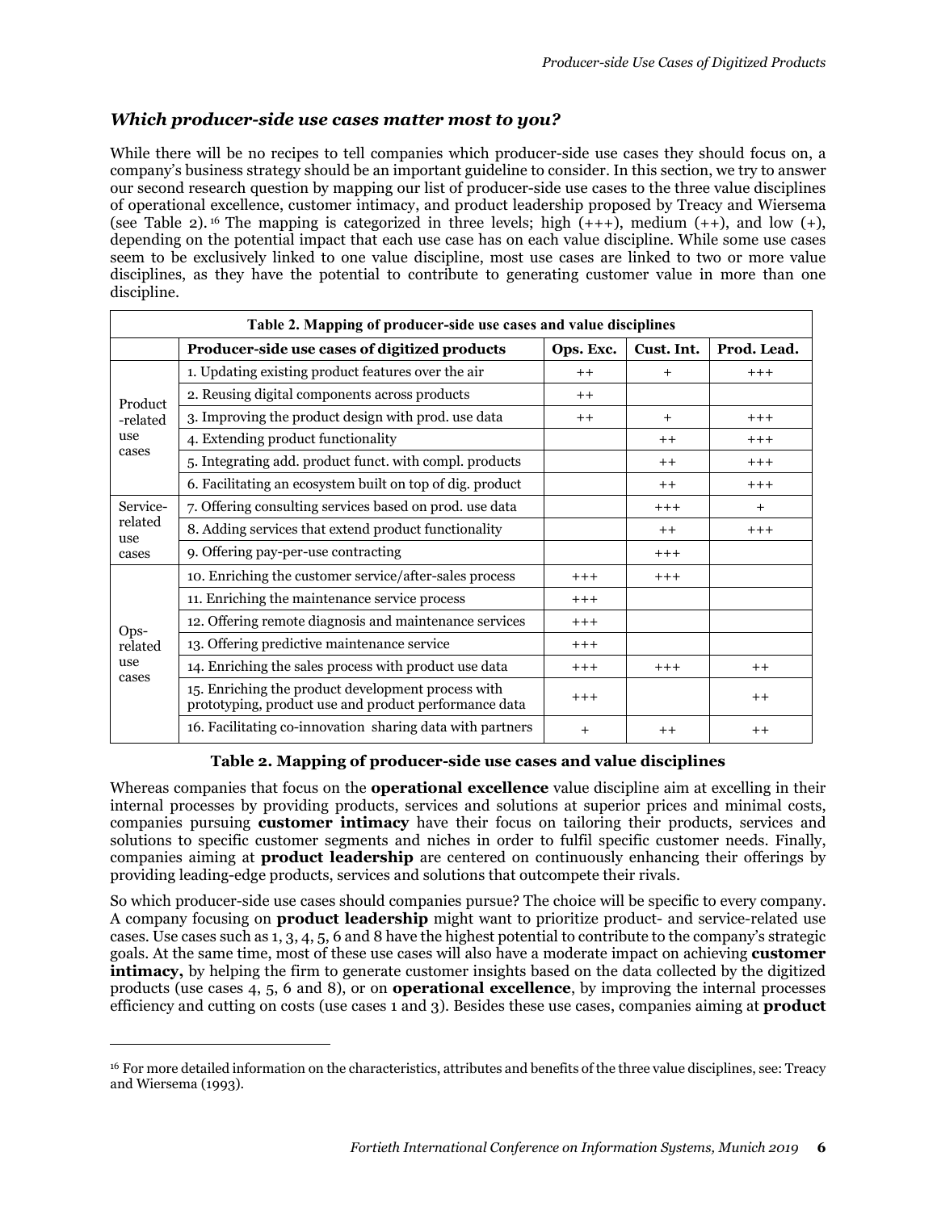### *Which producer-side use cases matter most to you?*

While there will be no recipes to tell companies which producer-side use cases they should focus on, a company's business strategy should be an important guideline to consider. In this section, we try to answer our second research question by mapping our list of producer-side use cases to the three value disciplines of operational excellence, customer intimacy, and product leadership proposed by Treacy and Wiersema (see Table 2).[16] The mapping is categorized in three levels; high (+++), medium (++), and low (+), depending on the potential impact that each use case has on each value discipline. While some use cases seem to be exclusively linked to one value discipline, most use cases are linked to two or more value disciplines, as they have the potential to contribute to generating customer value in more than one discipline.

| Table 2. Mapping of producer-side use cases and value disciplines | | | | |
|---|---|---|---|---|
| | **Producer-side use cases of digitized products** | **Ops. Exc.** | **Cust. Int.** | **Prod. Lead.** |
| Product-related use cases | 1. Updating existing product features over the air | ++ | + | +++ |
| | 2. Reusing digital components across products | ++ | | |
| | 3. Improving the product design with prod. use data | ++ | + | +++ |
| | 4. Extending product functionality | | ++ | +++ |
| | 5. Integrating add. product funct. with compl. products | | ++ | +++ |
| | 6. Facilitating an ecosystem built on top of dig. product | | ++ | +++ |
| Service-related use cases | 7. Offering consulting services based on prod. use data | | +++ | + |
| | 8. Adding services that extend product functionality | | ++ | +++ |
| | 9. Offering pay-per-use contracting | | +++ | |
| Ops-related use cases | 10. Enriching the customer service/after-sales process | +++ | +++ | |
| | 11. Enriching the maintenance service process | +++ | | |
| | 12. Offering remote diagnosis and maintenance services | +++ | | |
| | 13. Offering predictive maintenance service | +++ | | |
| | 14. Enriching the sales process with product use data | +++ | +++ | ++ |
| | 15. Enriching the product development process with prototyping, product use and product performance data | +++ | | ++ |
| | 16. Facilitating co-innovation sharing data with partners | + | ++ | ++ |

**Table 2. Mapping of producer-side use cases and value disciplines**

Whereas companies that focus on the **operational excellence** value discipline aim at excelling in their internal processes by providing products, services and solutions at superior prices and minimal costs, companies pursuing **customer intimacy** have their focus on tailoring their products, services and solutions to specific customer segments and niches in order to fulfil specific customer needs. Finally, companies aiming at **product leadership** are centered on continuously enhancing their offerings by providing leading-edge products, services and solutions that outcompete their rivals.

So which producer-side use cases should companies pursue? The choice will be specific to every company. A company focusing on **product leadership** might want to prioritize product- and service-related use cases. Use cases such as 1, 3, 4, 5, 6 and 8 have the highest potential to contribute to the company's strategic goals. At the same time, most of these use cases will also have a moderate impact on achieving **customer intimacy,** by helping the firm to generate customer insights based on the data collected by the digitized products (use cases 4, 5, 6 and 8), or on **operational excellence**, by improving the internal processes efficiency and cutting on costs (use cases 1 and 3). Besides these use cases, companies aiming at **product**

[16] For more detailed information on the characteristics, attributes and benefits of the three value disciplines, see: Treacy and Wiersema (1993).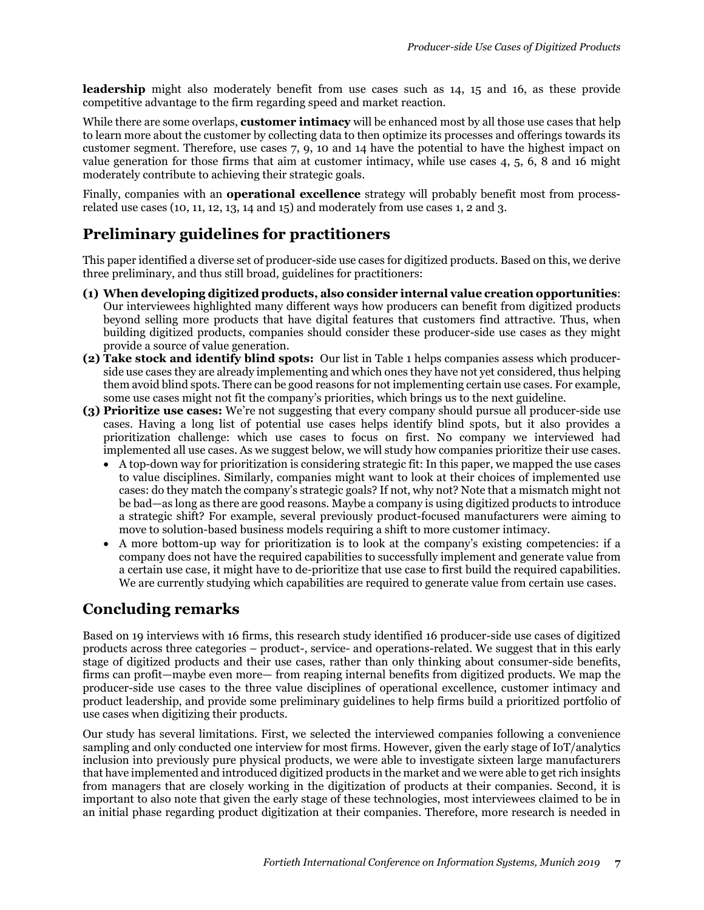**leadership** might also moderately benefit from use cases such as 14, 15 and 16, as these provide competitive advantage to the firm regarding speed and market reaction.

While there are some overlaps, **customer intimacy** will be enhanced most by all those use cases that help to learn more about the customer by collecting data to then optimize its processes and offerings towards its customer segment. Therefore, use cases 7, 9, 10 and 14 have the potential to have the highest impact on value generation for those firms that aim at customer intimacy, while use cases 4, 5, 6, 8 and 16 might moderately contribute to achieving their strategic goals.

Finally, companies with an **operational excellence** strategy will probably benefit most from process-related use cases (10, 11, 12, 13, 14 and 15) and moderately from use cases 1, 2 and 3.

## Preliminary guidelines for practitioners

This paper identified a diverse set of producer-side use cases for digitized products. Based on this, we derive three preliminary, and thus still broad, guidelines for practitioners:

**(1) When developing digitized products, also consider internal value creation opportunities**: Our interviewees highlighted many different ways how producers can benefit from digitized products beyond selling more products that have digital features that customers find attractive. Thus, when building digitized products, companies should consider these producer-side use cases as they might provide a source of value generation.

**(2) Take stock and identify blind spots:** Our list in Table 1 helps companies assess which producer-side use cases they are already implementing and which ones they have not yet considered, thus helping them avoid blind spots. There can be good reasons for not implementing certain use cases. For example, some use cases might not fit the company's priorities, which brings us to the next guideline.

**(3) Prioritize use cases:** We're not suggesting that every company should pursue all producer-side use cases. Having a long list of potential use cases helps identify blind spots, but it also provides a prioritization challenge: which use cases to focus on first. No company we interviewed had implemented all use cases. As we suggest below, we will study how companies prioritize their use cases.

- A top-down way for prioritization is considering strategic fit: In this paper, we mapped the use cases to value disciplines. Similarly, companies might want to look at their choices of implemented use cases: do they match the company's strategic goals? If not, why not? Note that a mismatch might not be bad—as long as there are good reasons. Maybe a company is using digitized products to introduce a strategic shift? For example, several previously product-focused manufacturers were aiming to move to solution-based business models requiring a shift to more customer intimacy.
- A more bottom-up way for prioritization is to look at the company's existing competencies: if a company does not have the required capabilities to successfully implement and generate value from a certain use case, it might have to de-prioritize that use case to first build the required capabilities. We are currently studying which capabilities are required to generate value from certain use cases.

## Concluding remarks

Based on 19 interviews with 16 firms, this research study identified 16 producer-side use cases of digitized products across three categories – product-, service- and operations-related. We suggest that in this early stage of digitized products and their use cases, rather than only thinking about consumer-side benefits, firms can profit—maybe even more— from reaping internal benefits from digitized products. We map the producer-side use cases to the three value disciplines of operational excellence, customer intimacy and product leadership, and provide some preliminary guidelines to help firms build a prioritized portfolio of use cases when digitizing their products.

Our study has several limitations. First, we selected the interviewed companies following a convenience sampling and only conducted one interview for most firms. However, given the early stage of IoT/analytics inclusion into previously pure physical products, we were able to investigate sixteen large manufacturers that have implemented and introduced digitized products in the market and we were able to get rich insights from managers that are closely working in the digitization of products at their companies. Second, it is important to also note that given the early stage of these technologies, most interviewees claimed to be in an initial phase regarding product digitization at their companies. Therefore, more research is needed in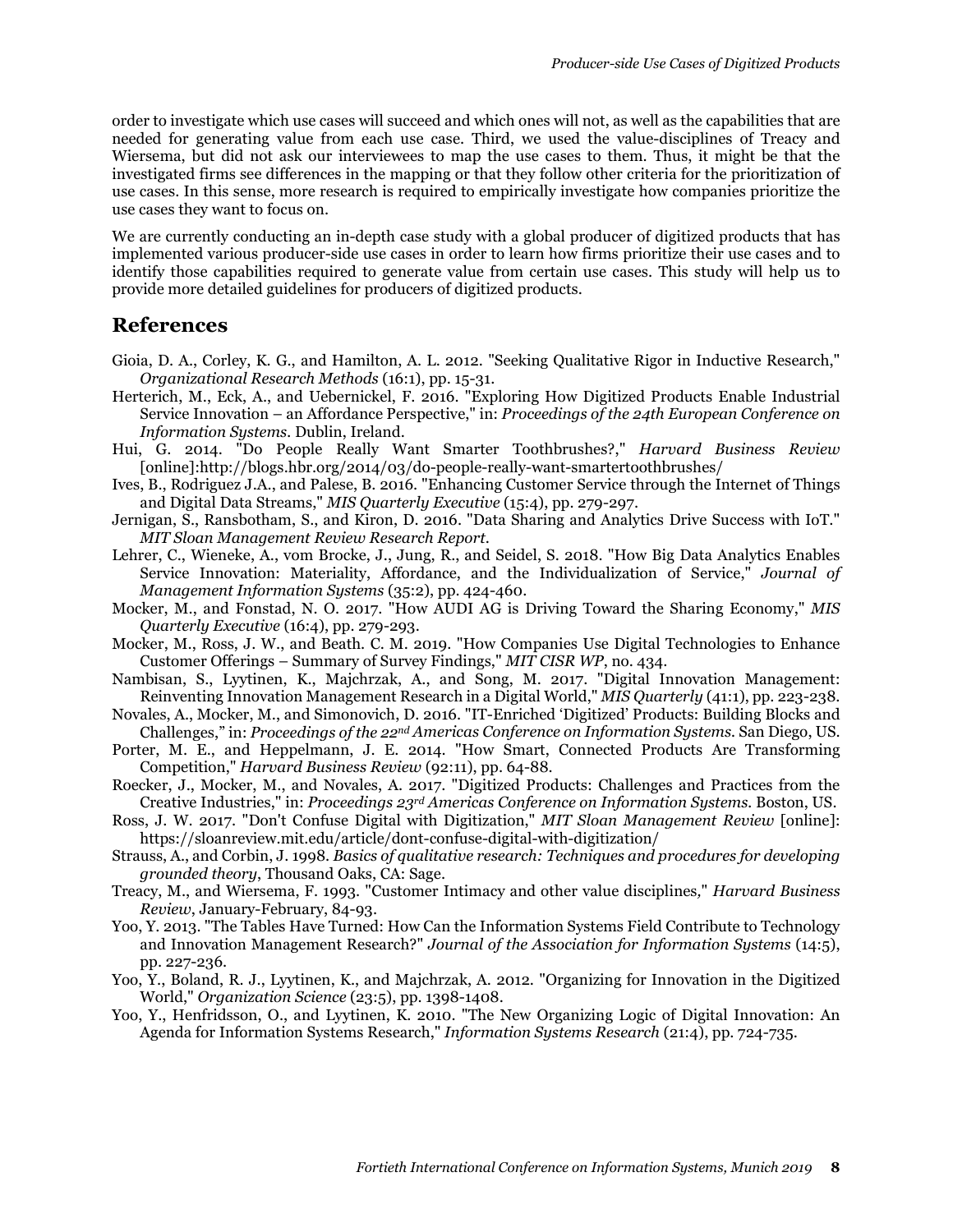order to investigate which use cases will succeed and which ones will not, as well as the capabilities that are needed for generating value from each use case. Third, we used the value-disciplines of Treacy and Wiersema, but did not ask our interviewees to map the use cases to them. Thus, it might be that the investigated firms see differences in the mapping or that they follow other criteria for the prioritization of use cases. In this sense, more research is required to empirically investigate how companies prioritize the use cases they want to focus on.

We are currently conducting an in-depth case study with a global producer of digitized products that has implemented various producer-side use cases in order to learn how firms prioritize their use cases and to identify those capabilities required to generate value from certain use cases. This study will help us to provide more detailed guidelines for producers of digitized products.

## References

Gioia, D. A., Corley, K. G., and Hamilton, A. L. 2012. "Seeking Qualitative Rigor in Inductive Research," *Organizational Research Methods* (16:1), pp. 15-31.

Herterich, M., Eck, A., and Uebernickel, F. 2016. "Exploring How Digitized Products Enable Industrial Service Innovation – an Affordance Perspective," in: *Proceedings of the 24th European Conference on Information Systems.* Dublin, Ireland.

Hui, G. 2014. "Do People Really Want Smarter Toothbrushes?," *Harvard Business Review* [online]:http://blogs.hbr.org/2014/03/do-people-really-want-smartertoothbrushes/

Ives, B., Rodriguez J.A., and Palese, B. 2016. "Enhancing Customer Service through the Internet of Things and Digital Data Streams," *MIS Quarterly Executive* (15:4), pp. 279-297.

Jernigan, S., Ransbotham, S., and Kiron, D. 2016. "Data Sharing and Analytics Drive Success with IoT." *MIT Sloan Management Review Research Report.*

Lehrer, C., Wieneke, A., vom Brocke, J., Jung, R., and Seidel, S. 2018. "How Big Data Analytics Enables Service Innovation: Materiality, Affordance, and the Individualization of Service," *Journal of Management Information Systems* (35:2), pp. 424-460.

Mocker, M., and Fonstad, N. O. 2017. "How AUDI AG is Driving Toward the Sharing Economy," *MIS Quarterly Executive* (16:4), pp. 279-293.

Mocker, M., Ross, J. W., and Beath. C. M. 2019. "How Companies Use Digital Technologies to Enhance Customer Offerings – Summary of Survey Findings," *MIT CISR WP*, no. 434.

Nambisan, S., Lyytinen, K., Majchrzak, A., and Song, M. 2017. "Digital Innovation Management: Reinventing Innovation Management Research in a Digital World," *MIS Quarterly* (41:1), pp. 223-238.

Novales, A., Mocker, M., and Simonovich, D. 2016. "IT-Enriched 'Digitized' Products: Building Blocks and Challenges," in: *Proceedings of the 22nd Americas Conference on Information Systems.* San Diego, US.

Porter, M. E., and Heppelmann, J. E. 2014. "How Smart, Connected Products Are Transforming Competition," *Harvard Business Review* (92:11), pp. 64-88.

Roecker, J., Mocker, M., and Novales, A. 2017. "Digitized Products: Challenges and Practices from the Creative Industries," in: *Proceedings 23rd Americas Conference on Information Systems.* Boston, US.

Ross, J. W. 2017. "Don't Confuse Digital with Digitization," *MIT Sloan Management Review* [online]: https://sloanreview.mit.edu/article/dont-confuse-digital-with-digitization/

Strauss, A., and Corbin, J. 1998. *Basics of qualitative research: Techniques and procedures for developing grounded theory*, Thousand Oaks, CA: Sage.

Treacy, M., and Wiersema, F. 1993. "Customer Intimacy and other value disciplines," *Harvard Business Review*, January-February, 84-93.

Yoo, Y. 2013. "The Tables Have Turned: How Can the Information Systems Field Contribute to Technology and Innovation Management Research?" *Journal of the Association for Information Systems* (14:5), pp. 227-236.

Yoo, Y., Boland, R. J., Lyytinen, K., and Majchrzak, A. 2012. "Organizing for Innovation in the Digitized World," *Organization Science* (23:5), pp. 1398-1408.

Yoo, Y., Henfridsson, O., and Lyytinen, K. 2010. "The New Organizing Logic of Digital Innovation: An Agenda for Information Systems Research," *Information Systems Research* (21:4), pp. 724-735.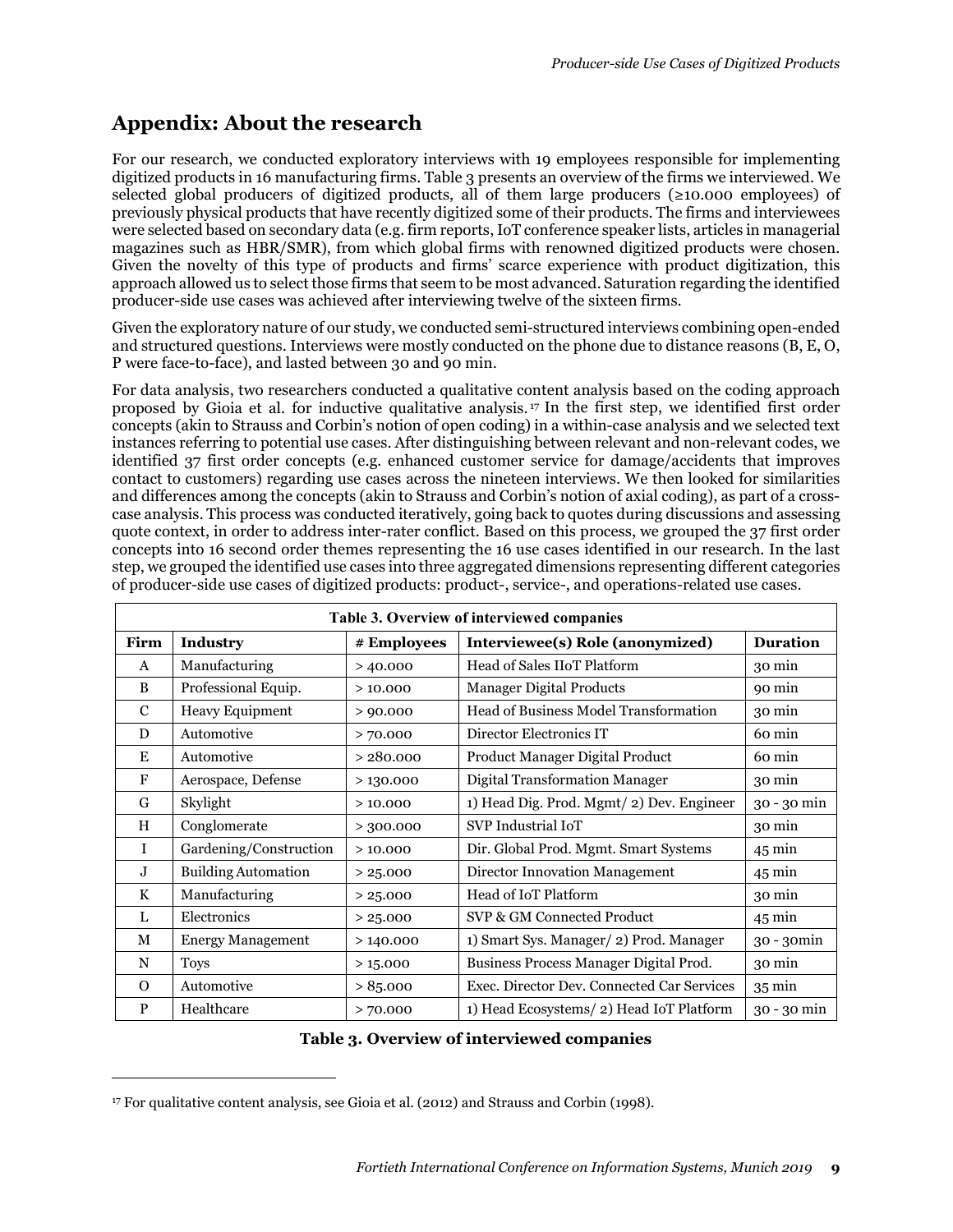## Appendix: About the research

For our research, we conducted exploratory interviews with 19 employees responsible for implementing digitized products in 16 manufacturing firms. Table 3 presents an overview of the firms we interviewed. We selected global producers of digitized products, all of them large producers (≥10.000 employees) of previously physical products that have recently digitized some of their products. The firms and interviewees were selected based on secondary data (e.g. firm reports, IoT conference speaker lists, articles in managerial magazines such as HBR/SMR), from which global firms with renowned digitized products were chosen. Given the novelty of this type of products and firms' scarce experience with product digitization, this approach allowed us to select those firms that seem to be most advanced. Saturation regarding the identified producer-side use cases was achieved after interviewing twelve of the sixteen firms.

Given the exploratory nature of our study, we conducted semi-structured interviews combining open-ended and structured questions. Interviews were mostly conducted on the phone due to distance reasons (B, E, O, P were face-to-face), and lasted between 30 and 90 min.

For data analysis, two researchers conducted a qualitative content analysis based on the coding approach proposed by Gioia et al. for inductive qualitative analysis.[17] In the first step, we identified first order concepts (akin to Strauss and Corbin's notion of open coding) in a within-case analysis and we selected text instances referring to potential use cases. After distinguishing between relevant and non-relevant codes, we identified 37 first order concepts (e.g. enhanced customer service for damage/accidents that improves contact to customers) regarding use cases across the nineteen interviews. We then looked for similarities and differences among the concepts (akin to Strauss and Corbin's notion of axial coding), as part of a cross-case analysis. This process was conducted iteratively, going back to quotes during discussions and assessing quote context, in order to address inter-rater conflict. Based on this process, we grouped the 37 first order concepts into 16 second order themes representing the 16 use cases identified in our research. In the last step, we grouped the identified use cases into three aggregated dimensions representing different categories of producer-side use cases of digitized products: product-, service-, and operations-related use cases.

| Firm | Industry | # Employees | Interviewee(s) Role (anonymized) | Duration |
|---|---|---|---|---|
| A | Manufacturing | > 40.000 | Head of Sales IIoT Platform | 30 min |
| B | Professional Equip. | > 10.000 | Manager Digital Products | 90 min |
| C | Heavy Equipment | > 90.000 | Head of Business Model Transformation | 30 min |
| D | Automotive | > 70.000 | Director Electronics IT | 60 min |
| E | Automotive | > 280.000 | Product Manager Digital Product | 60 min |
| F | Aerospace, Defense | > 130.000 | Digital Transformation Manager | 30 min |
| G | Skylight | > 10.000 | 1) Head Dig. Prod. Mgmt/ 2) Dev. Engineer | 30 - 30 min |
| H | Conglomerate | > 300.000 | SVP Industrial IoT | 30 min |
| I | Gardening/Construction | > 10.000 | Dir. Global Prod. Mgmt. Smart Systems | 45 min |
| J | Building Automation | > 25.000 | Director Innovation Management | 45 min |
| K | Manufacturing | > 25.000 | Head of IoT Platform | 30 min |
| L | Electronics | > 25.000 | SVP & GM Connected Product | 45 min |
| M | Energy Management | > 140.000 | 1) Smart Sys. Manager/ 2) Prod. Manager | 30 - 30min |
| N | Toys | > 15.000 | Business Process Manager Digital Prod. | 30 min |
| O | Automotive | > 85.000 | Exec. Director Dev. Connected Car Services | 35 min |
| P | Healthcare | > 70.000 | 1) Head Ecosystems/ 2) Head IoT Platform | 30 - 30 min |

**Table 3. Overview of interviewed companies**

[17] For qualitative content analysis, see Gioia et al. (2012) and Strauss and Corbin (1998).